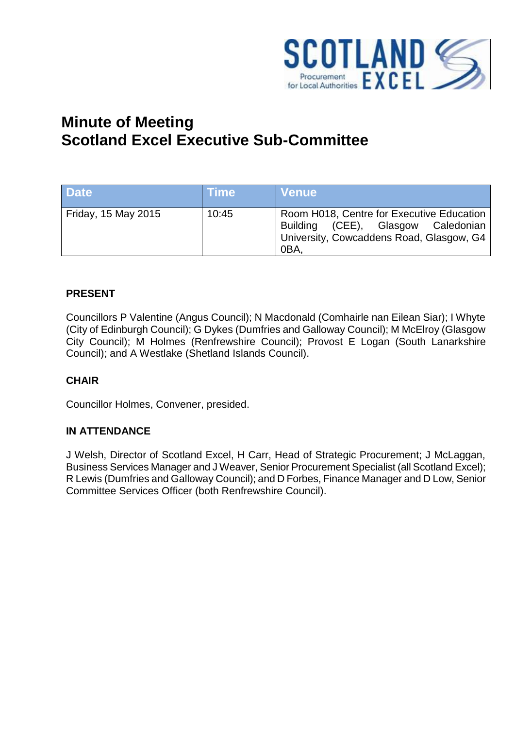# Minute of Meeting
# Scotland Excel Executive Sub-Committee

| Date | Time | Venue |
|---|---|---|
| Friday, 15 May 2015 | 10:45 | Room H018, Centre for Executive Education Building (CEE), Glasgow Caledonian University, Cowcaddens Road, Glasgow, G4 0BA, |

**PRESENT**

Councillors P Valentine (Angus Council); N Macdonald (Comhairle nan Eilean Siar); I Whyte (City of Edinburgh Council); G Dykes (Dumfries and Galloway Council); M McElroy (Glasgow City Council); M Holmes (Renfrewshire Council); Provost E Logan (South Lanarkshire Council); and A Westlake (Shetland Islands Council).

**CHAIR**

Councillor Holmes, Convener, presided.

**IN ATTENDANCE**

J Welsh, Director of Scotland Excel, H Carr, Head of Strategic Procurement; J McLaggan, Business Services Manager and J Weaver, Senior Procurement Specialist (all Scotland Excel); R Lewis (Dumfries and Galloway Council); and D Forbes, Finance Manager and D Low, Senior Committee Services Officer (both Renfrewshire Council).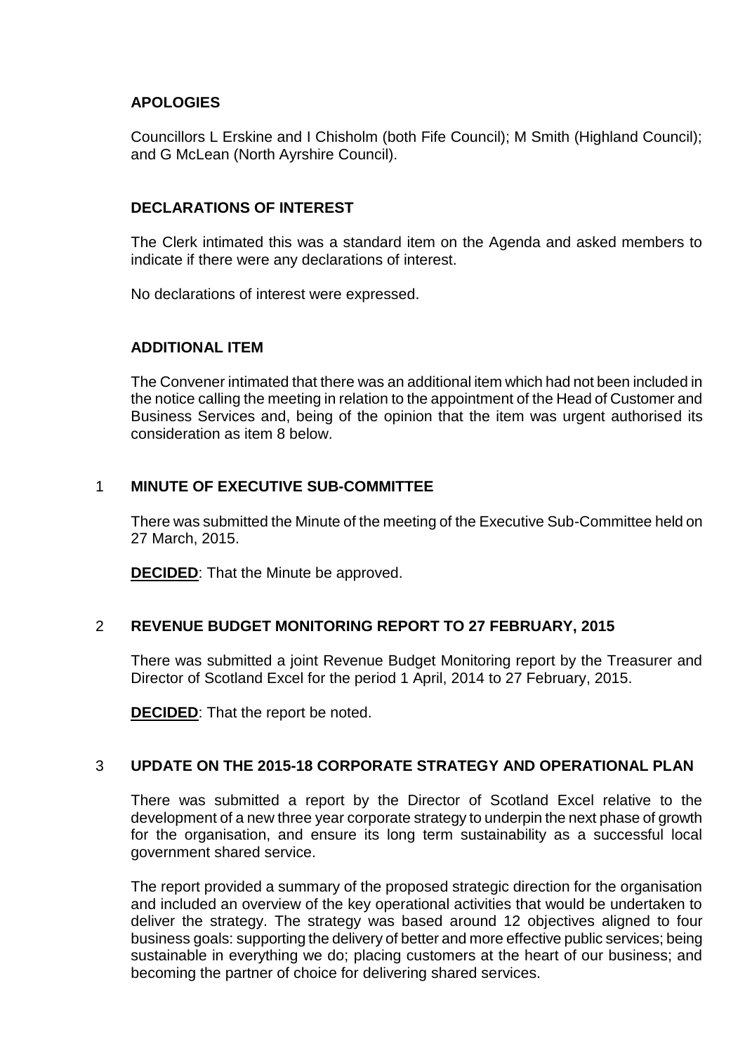## APOLOGIES

Councillors L Erskine and I Chisholm (both Fife Council); M Smith (Highland Council); and G McLean (North Ayrshire Council).

## DECLARATIONS OF INTEREST

The Clerk intimated this was a standard item on the Agenda and asked members to indicate if there were any declarations of interest.

No declarations of interest were expressed.

## ADDITIONAL ITEM

The Convener intimated that there was an additional item which had not been included in the notice calling the meeting in relation to the appointment of the Head of Customer and Business Services and, being of the opinion that the item was urgent authorised its consideration as item 8 below.

## 1 MINUTE OF EXECUTIVE SUB-COMMITTEE

There was submitted the Minute of the meeting of the Executive Sub-Committee held on 27 March, 2015.

**DECIDED**: That the Minute be approved.

## 2 REVENUE BUDGET MONITORING REPORT TO 27 FEBRUARY, 2015

There was submitted a joint Revenue Budget Monitoring report by the Treasurer and Director of Scotland Excel for the period 1 April, 2014 to 27 February, 2015.

**DECIDED**: That the report be noted.

## 3 UPDATE ON THE 2015-18 CORPORATE STRATEGY AND OPERATIONAL PLAN

There was submitted a report by the Director of Scotland Excel relative to the development of a new three year corporate strategy to underpin the next phase of growth for the organisation, and ensure its long term sustainability as a successful local government shared service.

The report provided a summary of the proposed strategic direction for the organisation and included an overview of the key operational activities that would be undertaken to deliver the strategy. The strategy was based around 12 objectives aligned to four business goals: supporting the delivery of better and more effective public services; being sustainable in everything we do; placing customers at the heart of our business; and becoming the partner of choice for delivering shared services.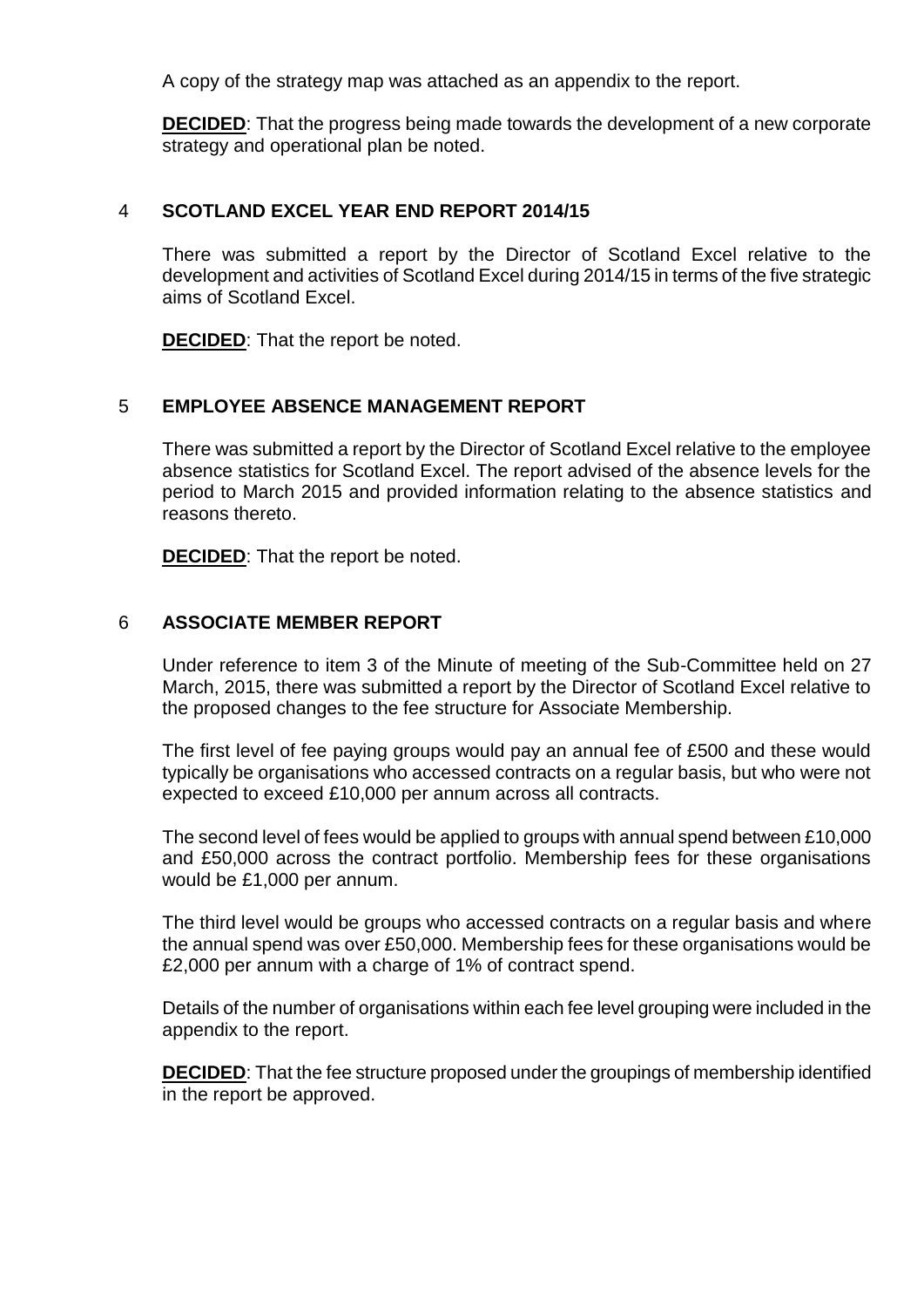A copy of the strategy map was attached as an appendix to the report.

**DECIDED**: That the progress being made towards the development of a new corporate strategy and operational plan be noted.

## 4 SCOTLAND EXCEL YEAR END REPORT 2014/15

There was submitted a report by the Director of Scotland Excel relative to the development and activities of Scotland Excel during 2014/15 in terms of the five strategic aims of Scotland Excel.

**DECIDED**: That the report be noted.

## 5 EMPLOYEE ABSENCE MANAGEMENT REPORT

There was submitted a report by the Director of Scotland Excel relative to the employee absence statistics for Scotland Excel. The report advised of the absence levels for the period to March 2015 and provided information relating to the absence statistics and reasons thereto.

**DECIDED**: That the report be noted.

## 6 ASSOCIATE MEMBER REPORT

Under reference to item 3 of the Minute of meeting of the Sub-Committee held on 27 March, 2015, there was submitted a report by the Director of Scotland Excel relative to the proposed changes to the fee structure for Associate Membership.

The first level of fee paying groups would pay an annual fee of £500 and these would typically be organisations who accessed contracts on a regular basis, but who were not expected to exceed £10,000 per annum across all contracts.

The second level of fees would be applied to groups with annual spend between £10,000 and £50,000 across the contract portfolio. Membership fees for these organisations would be £1,000 per annum.

The third level would be groups who accessed contracts on a regular basis and where the annual spend was over £50,000. Membership fees for these organisations would be £2,000 per annum with a charge of 1% of contract spend.

Details of the number of organisations within each fee level grouping were included in the appendix to the report.

**DECIDED**: That the fee structure proposed under the groupings of membership identified in the report be approved.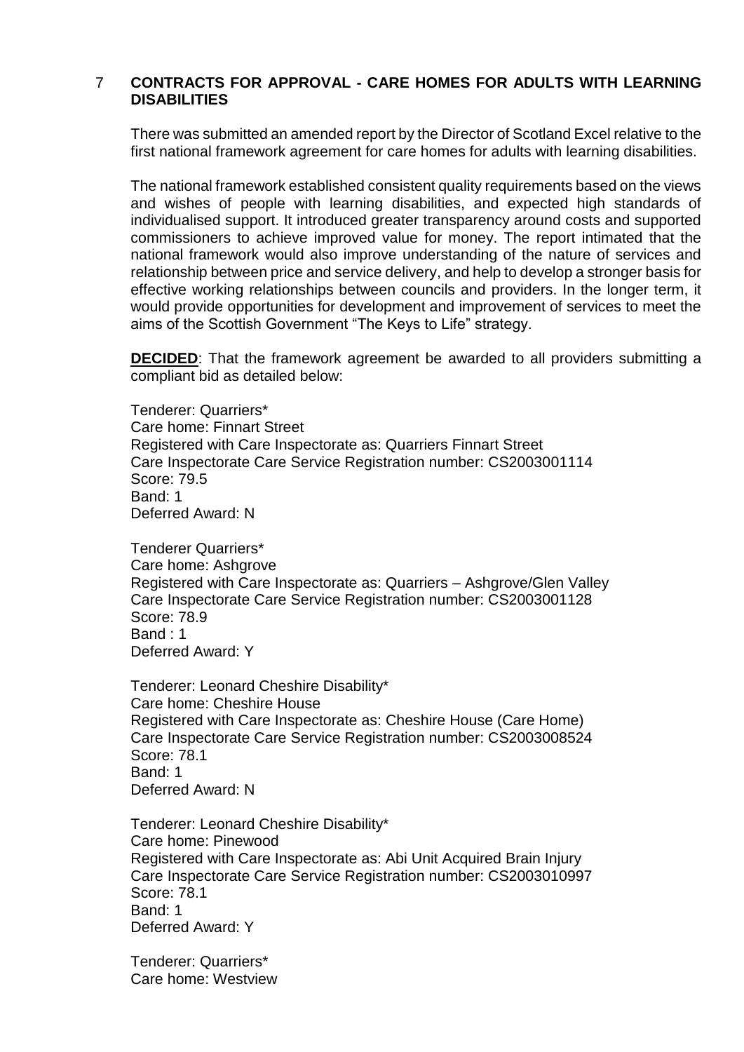## 7 CONTRACTS FOR APPROVAL - CARE HOMES FOR ADULTS WITH LEARNING DISABILITIES

There was submitted an amended report by the Director of Scotland Excel relative to the first national framework agreement for care homes for adults with learning disabilities.

The national framework established consistent quality requirements based on the views and wishes of people with learning disabilities, and expected high standards of individualised support. It introduced greater transparency around costs and supported commissioners to achieve improved value for money. The report intimated that the national framework would also improve understanding of the nature of services and relationship between price and service delivery, and help to develop a stronger basis for effective working relationships between councils and providers. In the longer term, it would provide opportunities for development and improvement of services to meet the aims of the Scottish Government "The Keys to Life" strategy.

**DECIDED**: That the framework agreement be awarded to all providers submitting a compliant bid as detailed below:

Tenderer: Quarriers*
Care home: Finnart Street
Registered with Care Inspectorate as: Quarriers Finnart Street
Care Inspectorate Care Service Registration number: CS2003001114
Score: 79.5
Band: 1
Deferred Award: N

Tenderer Quarriers*
Care home: Ashgrove
Registered with Care Inspectorate as: Quarriers – Ashgrove/Glen Valley
Care Inspectorate Care Service Registration number: CS2003001128
Score: 78.9
Band : 1
Deferred Award: Y

Tenderer: Leonard Cheshire Disability*
Care home: Cheshire House
Registered with Care Inspectorate as: Cheshire House (Care Home)
Care Inspectorate Care Service Registration number: CS2003008524
Score: 78.1
Band: 1
Deferred Award: N

Tenderer: Leonard Cheshire Disability*
Care home: Pinewood
Registered with Care Inspectorate as: Abi Unit Acquired Brain Injury
Care Inspectorate Care Service Registration number: CS2003010997
Score: 78.1
Band: 1
Deferred Award: Y

Tenderer: Quarriers*
Care home: Westview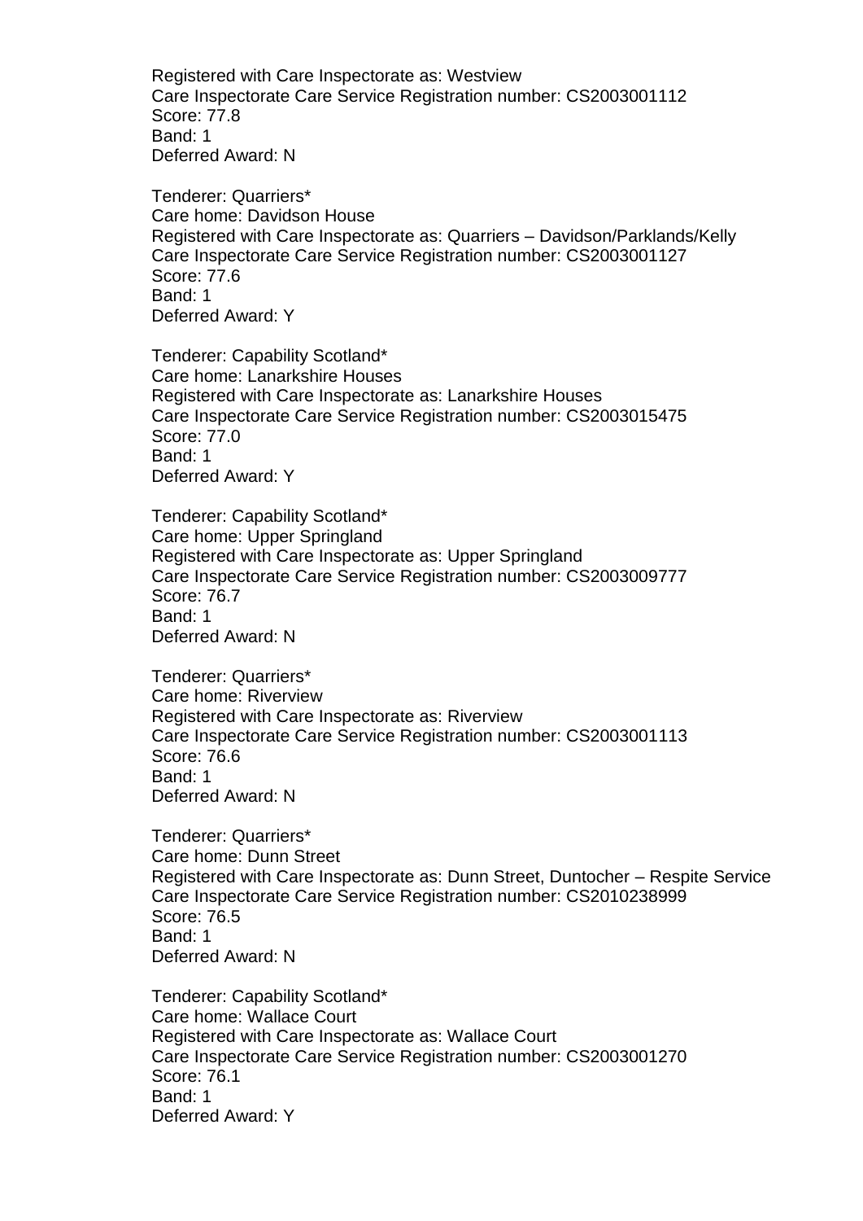Registered with Care Inspectorate as: Westview
Care Inspectorate Care Service Registration number: CS2003001112
Score: 77.8
Band: 1
Deferred Award: N

Tenderer: Quarriers*
Care home: Davidson House
Registered with Care Inspectorate as: Quarriers – Davidson/Parklands/Kelly
Care Inspectorate Care Service Registration number: CS2003001127
Score: 77.6
Band: 1
Deferred Award: Y

Tenderer: Capability Scotland*
Care home: Lanarkshire Houses
Registered with Care Inspectorate as: Lanarkshire Houses
Care Inspectorate Care Service Registration number: CS2003015475
Score: 77.0
Band: 1
Deferred Award: Y

Tenderer: Capability Scotland*
Care home: Upper Springland
Registered with Care Inspectorate as: Upper Springland
Care Inspectorate Care Service Registration number: CS2003009777
Score: 76.7
Band: 1
Deferred Award: N

Tenderer: Quarriers*
Care home: Riverview
Registered with Care Inspectorate as: Riverview
Care Inspectorate Care Service Registration number: CS2003001113
Score: 76.6
Band: 1
Deferred Award: N

Tenderer: Quarriers*
Care home: Dunn Street
Registered with Care Inspectorate as: Dunn Street, Duntocher – Respite Service
Care Inspectorate Care Service Registration number: CS2010238999
Score: 76.5
Band: 1
Deferred Award: N

Tenderer: Capability Scotland*
Care home: Wallace Court
Registered with Care Inspectorate as: Wallace Court
Care Inspectorate Care Service Registration number: CS2003001270
Score: 76.1
Band: 1
Deferred Award: Y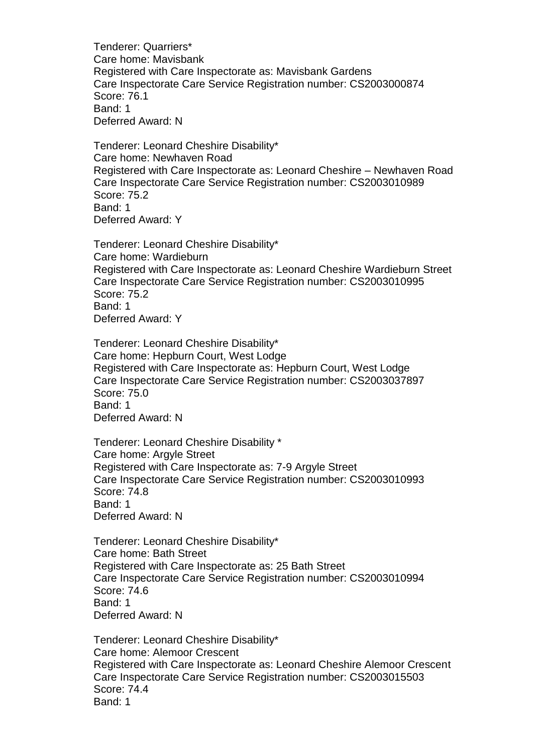Tenderer: Quarriers*
Care home: Mavisbank
Registered with Care Inspectorate as: Mavisbank Gardens
Care Inspectorate Care Service Registration number: CS2003000874
Score: 76.1
Band: 1
Deferred Award: N

Tenderer: Leonard Cheshire Disability*
Care home: Newhaven Road
Registered with Care Inspectorate as: Leonard Cheshire – Newhaven Road
Care Inspectorate Care Service Registration number: CS2003010989
Score: 75.2
Band: 1
Deferred Award: Y

Tenderer: Leonard Cheshire Disability*
Care home: Wardieburn
Registered with Care Inspectorate as: Leonard Cheshire Wardieburn Street
Care Inspectorate Care Service Registration number: CS2003010995
Score: 75.2
Band: 1
Deferred Award: Y

Tenderer: Leonard Cheshire Disability*
Care home: Hepburn Court, West Lodge
Registered with Care Inspectorate as: Hepburn Court, West Lodge
Care Inspectorate Care Service Registration number: CS2003037897
Score: 75.0
Band: 1
Deferred Award: N

Tenderer: Leonard Cheshire Disability *
Care home: Argyle Street
Registered with Care Inspectorate as: 7-9 Argyle Street
Care Inspectorate Care Service Registration number: CS2003010993
Score: 74.8
Band: 1
Deferred Award: N

Tenderer: Leonard Cheshire Disability*
Care home: Bath Street
Registered with Care Inspectorate as: 25 Bath Street
Care Inspectorate Care Service Registration number: CS2003010994
Score: 74.6
Band: 1
Deferred Award: N

Tenderer: Leonard Cheshire Disability*
Care home: Alemoor Crescent
Registered with Care Inspectorate as: Leonard Cheshire Alemoor Crescent
Care Inspectorate Care Service Registration number: CS2003015503
Score: 74.4
Band: 1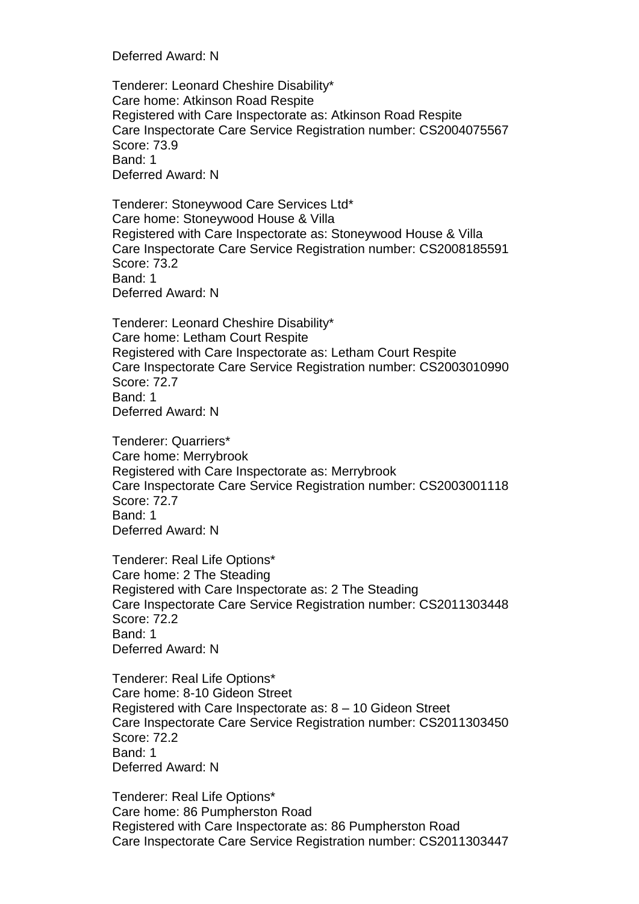Deferred Award: N

Tenderer: Leonard Cheshire Disability*
Care home: Atkinson Road Respite
Registered with Care Inspectorate as: Atkinson Road Respite
Care Inspectorate Care Service Registration number: CS2004075567
Score: 73.9
Band: 1
Deferred Award: N

Tenderer: Stoneywood Care Services Ltd*
Care home: Stoneywood House & Villa
Registered with Care Inspectorate as: Stoneywood House & Villa
Care Inspectorate Care Service Registration number: CS2008185591
Score: 73.2
Band: 1
Deferred Award: N

Tenderer: Leonard Cheshire Disability*
Care home: Letham Court Respite
Registered with Care Inspectorate as: Letham Court Respite
Care Inspectorate Care Service Registration number: CS2003010990
Score: 72.7
Band: 1
Deferred Award: N

Tenderer: Quarriers*
Care home: Merrybrook
Registered with Care Inspectorate as: Merrybrook
Care Inspectorate Care Service Registration number: CS2003001118
Score: 72.7
Band: 1
Deferred Award: N

Tenderer: Real Life Options*
Care home: 2 The Steading
Registered with Care Inspectorate as: 2 The Steading
Care Inspectorate Care Service Registration number: CS2011303448
Score: 72.2
Band: 1
Deferred Award: N

Tenderer: Real Life Options*
Care home: 8-10 Gideon Street
Registered with Care Inspectorate as: 8 – 10 Gideon Street
Care Inspectorate Care Service Registration number: CS2011303450
Score: 72.2
Band: 1
Deferred Award: N

Tenderer: Real Life Options*
Care home: 86 Pumpherston Road
Registered with Care Inspectorate as: 86 Pumpherston Road
Care Inspectorate Care Service Registration number: CS2011303447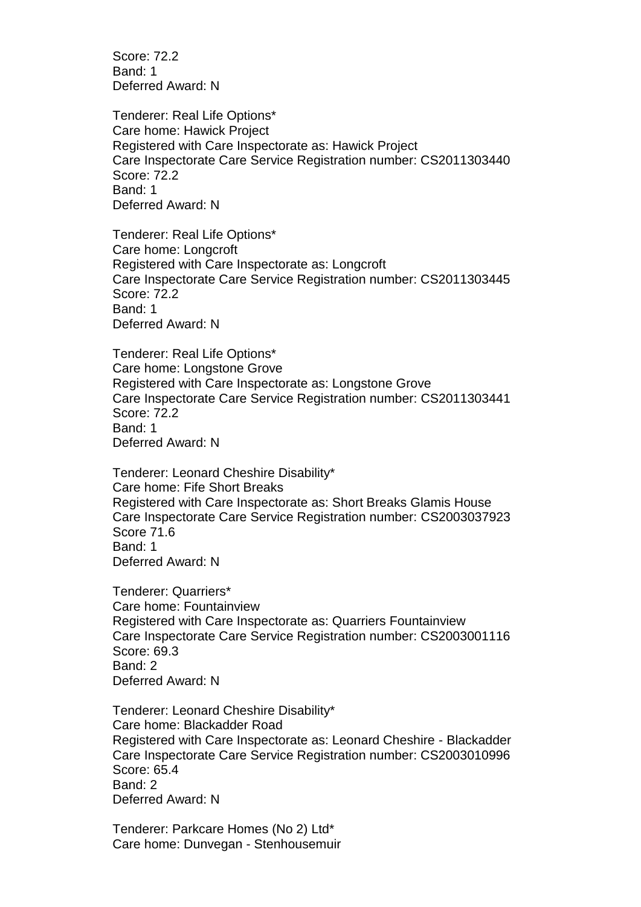Score: 72.2
Band: 1
Deferred Award: N

Tenderer: Real Life Options*
Care home: Hawick Project
Registered with Care Inspectorate as: Hawick Project
Care Inspectorate Care Service Registration number: CS2011303440
Score: 72.2
Band: 1
Deferred Award: N

Tenderer: Real Life Options*
Care home: Longcroft
Registered with Care Inspectorate as: Longcroft
Care Inspectorate Care Service Registration number: CS2011303445
Score: 72.2
Band: 1
Deferred Award: N

Tenderer: Real Life Options*
Care home: Longstone Grove
Registered with Care Inspectorate as: Longstone Grove
Care Inspectorate Care Service Registration number: CS2011303441
Score: 72.2
Band: 1
Deferred Award: N

Tenderer: Leonard Cheshire Disability*
Care home: Fife Short Breaks
Registered with Care Inspectorate as: Short Breaks Glamis House
Care Inspectorate Care Service Registration number: CS2003037923
Score 71.6
Band: 1
Deferred Award: N

Tenderer: Quarriers*
Care home: Fountainview
Registered with Care Inspectorate as: Quarriers Fountainview
Care Inspectorate Care Service Registration number: CS2003001116
Score: 69.3
Band: 2
Deferred Award: N

Tenderer: Leonard Cheshire Disability*
Care home: Blackadder Road
Registered with Care Inspectorate as: Leonard Cheshire - Blackadder
Care Inspectorate Care Service Registration number: CS2003010996
Score: 65.4
Band: 2
Deferred Award: N

Tenderer: Parkcare Homes (No 2) Ltd*
Care home: Dunvegan - Stenhousemuir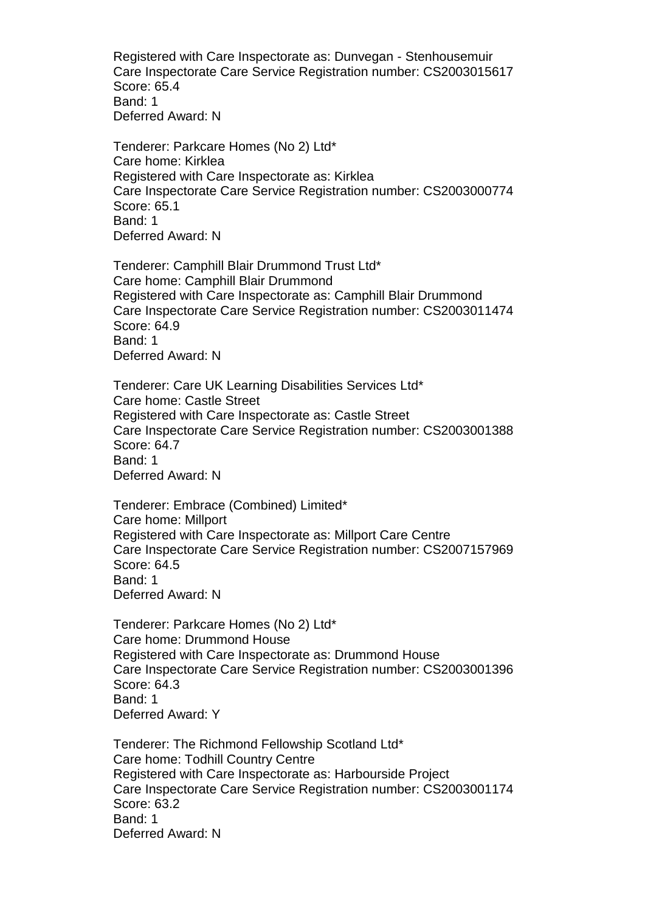Registered with Care Inspectorate as: Dunvegan - Stenhousemuir
Care Inspectorate Care Service Registration number: CS2003015617
Score: 65.4
Band: 1
Deferred Award: N

Tenderer: Parkcare Homes (No 2) Ltd*
Care home: Kirklea
Registered with Care Inspectorate as: Kirklea
Care Inspectorate Care Service Registration number: CS2003000774
Score: 65.1
Band: 1
Deferred Award: N

Tenderer: Camphill Blair Drummond Trust Ltd*
Care home: Camphill Blair Drummond
Registered with Care Inspectorate as: Camphill Blair Drummond
Care Inspectorate Care Service Registration number: CS2003011474
Score: 64.9
Band: 1
Deferred Award: N

Tenderer: Care UK Learning Disabilities Services Ltd*
Care home: Castle Street
Registered with Care Inspectorate as: Castle Street
Care Inspectorate Care Service Registration number: CS2003001388
Score: 64.7
Band: 1
Deferred Award: N

Tenderer: Embrace (Combined) Limited*
Care home: Millport
Registered with Care Inspectorate as: Millport Care Centre
Care Inspectorate Care Service Registration number: CS2007157969
Score: 64.5
Band: 1
Deferred Award: N

Tenderer: Parkcare Homes (No 2) Ltd*
Care home: Drummond House
Registered with Care Inspectorate as: Drummond House
Care Inspectorate Care Service Registration number: CS2003001396
Score: 64.3
Band: 1
Deferred Award: Y

Tenderer: The Richmond Fellowship Scotland Ltd*
Care home: Todhill Country Centre
Registered with Care Inspectorate as: Harbourside Project
Care Inspectorate Care Service Registration number: CS2003001174
Score: 63.2
Band: 1
Deferred Award: N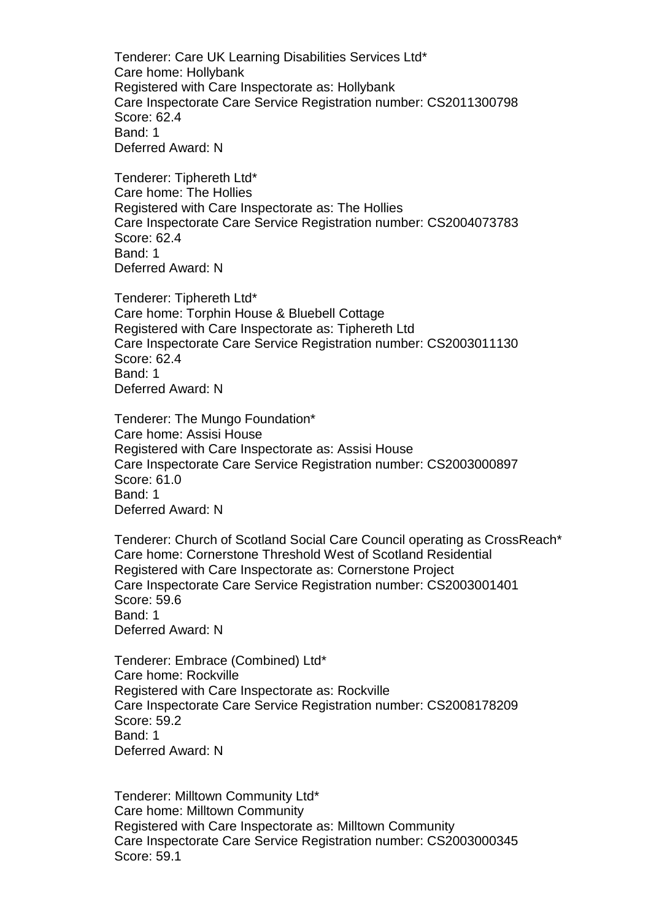Tenderer: Care UK Learning Disabilities Services Ltd*
Care home: Hollybank
Registered with Care Inspectorate as: Hollybank
Care Inspectorate Care Service Registration number: CS2011300798
Score: 62.4
Band: 1
Deferred Award: N

Tenderer: Tiphereth Ltd*
Care home: The Hollies
Registered with Care Inspectorate as: The Hollies
Care Inspectorate Care Service Registration number: CS2004073783
Score: 62.4
Band: 1
Deferred Award: N

Tenderer: Tiphereth Ltd*
Care home: Torphin House & Bluebell Cottage
Registered with Care Inspectorate as: Tiphereth Ltd
Care Inspectorate Care Service Registration number: CS2003011130
Score: 62.4
Band: 1
Deferred Award: N

Tenderer: The Mungo Foundation*
Care home: Assisi House
Registered with Care Inspectorate as: Assisi House
Care Inspectorate Care Service Registration number: CS2003000897
Score: 61.0
Band: 1
Deferred Award: N

Tenderer: Church of Scotland Social Care Council operating as CrossReach*
Care home: Cornerstone Threshold West of Scotland Residential
Registered with Care Inspectorate as: Cornerstone Project
Care Inspectorate Care Service Registration number: CS2003001401
Score: 59.6
Band: 1
Deferred Award: N

Tenderer: Embrace (Combined) Ltd*
Care home: Rockville
Registered with Care Inspectorate as: Rockville
Care Inspectorate Care Service Registration number: CS2008178209
Score: 59.2
Band: 1
Deferred Award: N

Tenderer: Milltown Community Ltd*
Care home: Milltown Community
Registered with Care Inspectorate as: Milltown Community
Care Inspectorate Care Service Registration number: CS2003000345
Score: 59.1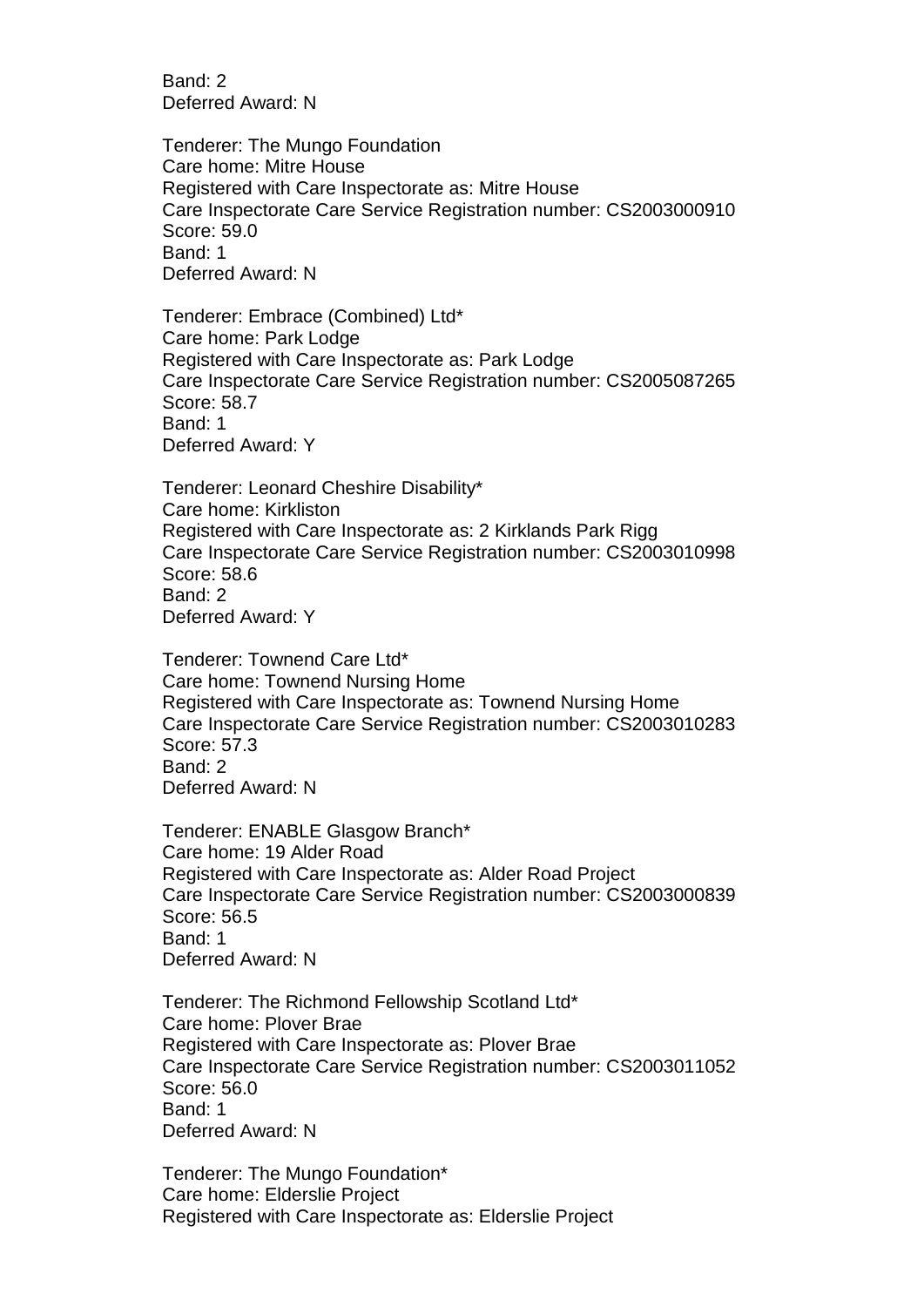Band: 2
Deferred Award: N

Tenderer: The Mungo Foundation
Care home: Mitre House
Registered with Care Inspectorate as: Mitre House
Care Inspectorate Care Service Registration number: CS2003000910
Score: 59.0
Band: 1
Deferred Award: N

Tenderer: Embrace (Combined) Ltd*
Care home: Park Lodge
Registered with Care Inspectorate as: Park Lodge
Care Inspectorate Care Service Registration number: CS2005087265
Score: 58.7
Band: 1
Deferred Award: Y

Tenderer: Leonard Cheshire Disability*
Care home: Kirkliston
Registered with Care Inspectorate as: 2 Kirklands Park Rigg
Care Inspectorate Care Service Registration number: CS2003010998
Score: 58.6
Band: 2
Deferred Award: Y

Tenderer: Townend Care Ltd*
Care home: Townend Nursing Home
Registered with Care Inspectorate as: Townend Nursing Home
Care Inspectorate Care Service Registration number: CS2003010283
Score: 57.3
Band: 2
Deferred Award: N

Tenderer: ENABLE Glasgow Branch*
Care home: 19 Alder Road
Registered with Care Inspectorate as: Alder Road Project
Care Inspectorate Care Service Registration number: CS2003000839
Score: 56.5
Band: 1
Deferred Award: N

Tenderer: The Richmond Fellowship Scotland Ltd*
Care home: Plover Brae
Registered with Care Inspectorate as: Plover Brae
Care Inspectorate Care Service Registration number: CS2003011052
Score: 56.0
Band: 1
Deferred Award: N

Tenderer: The Mungo Foundation*
Care home: Elderslie Project
Registered with Care Inspectorate as: Elderslie Project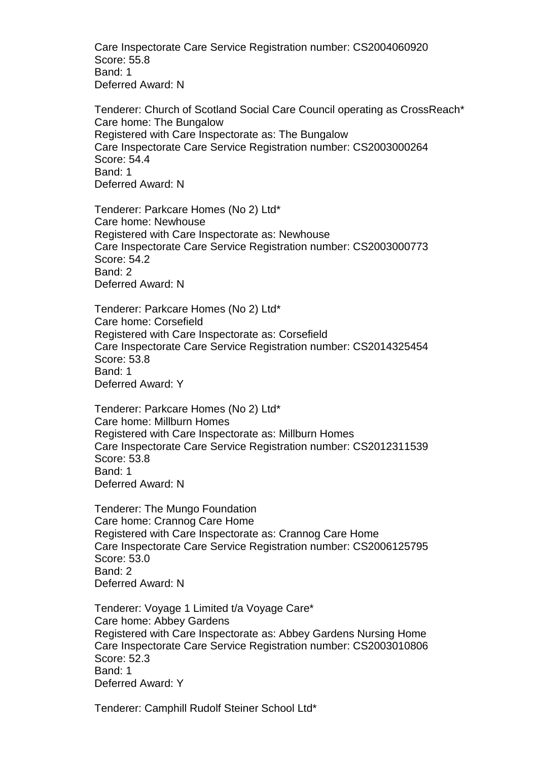Care Inspectorate Care Service Registration number: CS2004060920
Score: 55.8
Band: 1
Deferred Award: N

Tenderer: Church of Scotland Social Care Council operating as CrossReach*
Care home: The Bungalow
Registered with Care Inspectorate as: The Bungalow
Care Inspectorate Care Service Registration number: CS2003000264
Score: 54.4
Band: 1
Deferred Award: N

Tenderer: Parkcare Homes (No 2) Ltd*
Care home: Newhouse
Registered with Care Inspectorate as: Newhouse
Care Inspectorate Care Service Registration number: CS2003000773
Score: 54.2
Band: 2
Deferred Award: N

Tenderer: Parkcare Homes (No 2) Ltd*
Care home: Corsefield
Registered with Care Inspectorate as: Corsefield
Care Inspectorate Care Service Registration number: CS2014325454
Score: 53.8
Band: 1
Deferred Award: Y

Tenderer: Parkcare Homes (No 2) Ltd*
Care home: Millburn Homes
Registered with Care Inspectorate as: Millburn Homes
Care Inspectorate Care Service Registration number: CS2012311539
Score: 53.8
Band: 1
Deferred Award: N

Tenderer: The Mungo Foundation
Care home: Crannog Care Home
Registered with Care Inspectorate as: Crannog Care Home
Care Inspectorate Care Service Registration number: CS2006125795
Score: 53.0
Band: 2
Deferred Award: N

Tenderer: Voyage 1 Limited t/a Voyage Care*
Care home: Abbey Gardens
Registered with Care Inspectorate as: Abbey Gardens Nursing Home
Care Inspectorate Care Service Registration number: CS2003010806
Score: 52.3
Band: 1
Deferred Award: Y

Tenderer: Camphill Rudolf Steiner School Ltd*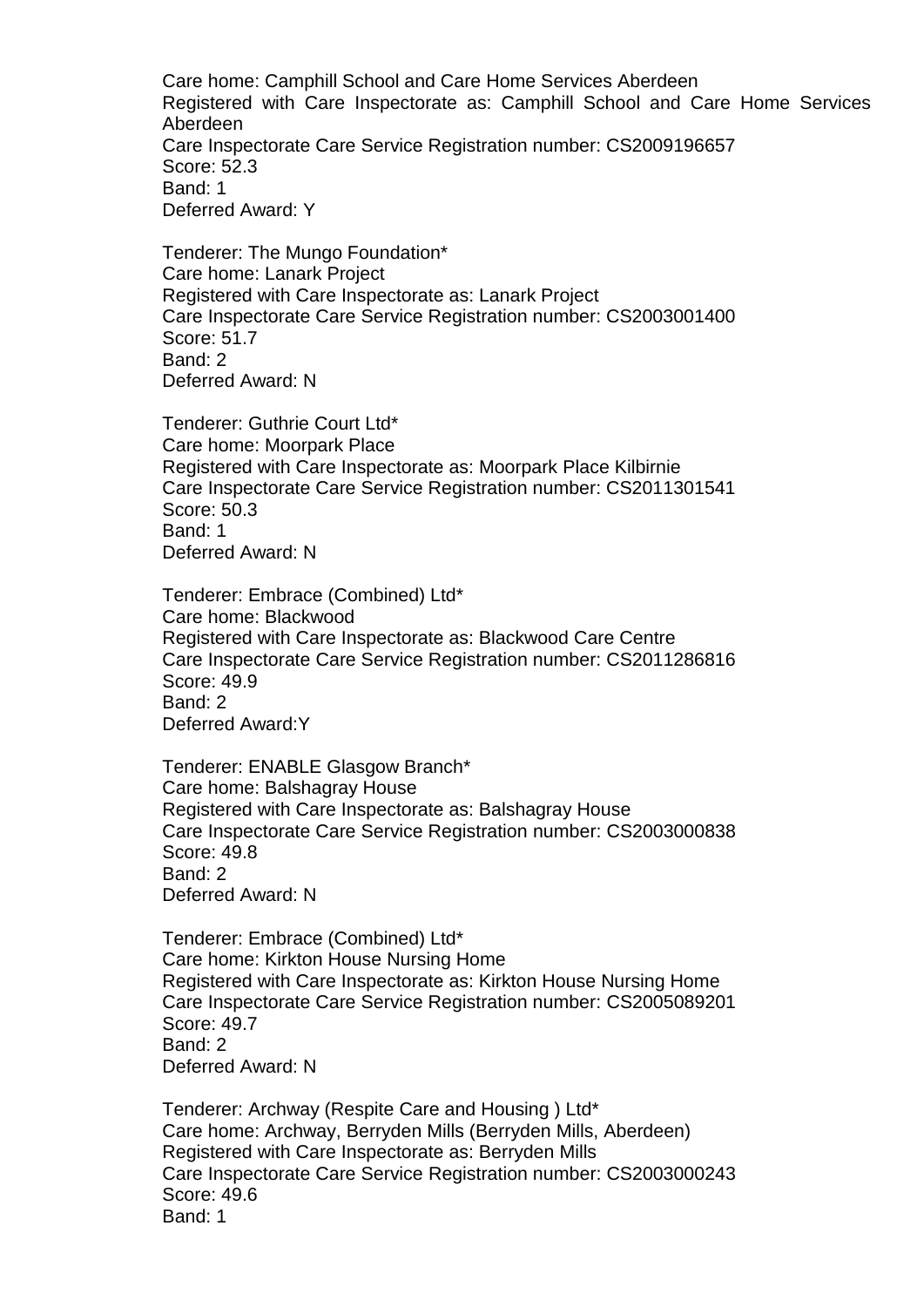Care home: Camphill School and Care Home Services Aberdeen
Registered with Care Inspectorate as: Camphill School and Care Home Services Aberdeen
Care Inspectorate Care Service Registration number: CS2009196657
Score: 52.3
Band: 1
Deferred Award: Y

Tenderer: The Mungo Foundation*
Care home: Lanark Project
Registered with Care Inspectorate as: Lanark Project
Care Inspectorate Care Service Registration number: CS2003001400
Score: 51.7
Band: 2
Deferred Award: N

Tenderer: Guthrie Court Ltd*
Care home: Moorpark Place
Registered with Care Inspectorate as: Moorpark Place Kilbirnie
Care Inspectorate Care Service Registration number: CS2011301541
Score: 50.3
Band: 1
Deferred Award: N

Tenderer: Embrace (Combined) Ltd*
Care home: Blackwood
Registered with Care Inspectorate as: Blackwood Care Centre
Care Inspectorate Care Service Registration number: CS2011286816
Score: 49.9
Band: 2
Deferred Award:Y

Tenderer: ENABLE Glasgow Branch*
Care home: Balshagray House
Registered with Care Inspectorate as: Balshagray House
Care Inspectorate Care Service Registration number: CS2003000838
Score: 49.8
Band: 2
Deferred Award: N

Tenderer: Embrace (Combined) Ltd*
Care home: Kirkton House Nursing Home
Registered with Care Inspectorate as: Kirkton House Nursing Home
Care Inspectorate Care Service Registration number: CS2005089201
Score: 49.7
Band: 2
Deferred Award: N

Tenderer: Archway (Respite Care and Housing ) Ltd*
Care home: Archway, Berryden Mills (Berryden Mills, Aberdeen)
Registered with Care Inspectorate as: Berryden Mills
Care Inspectorate Care Service Registration number: CS2003000243
Score: 49.6
Band: 1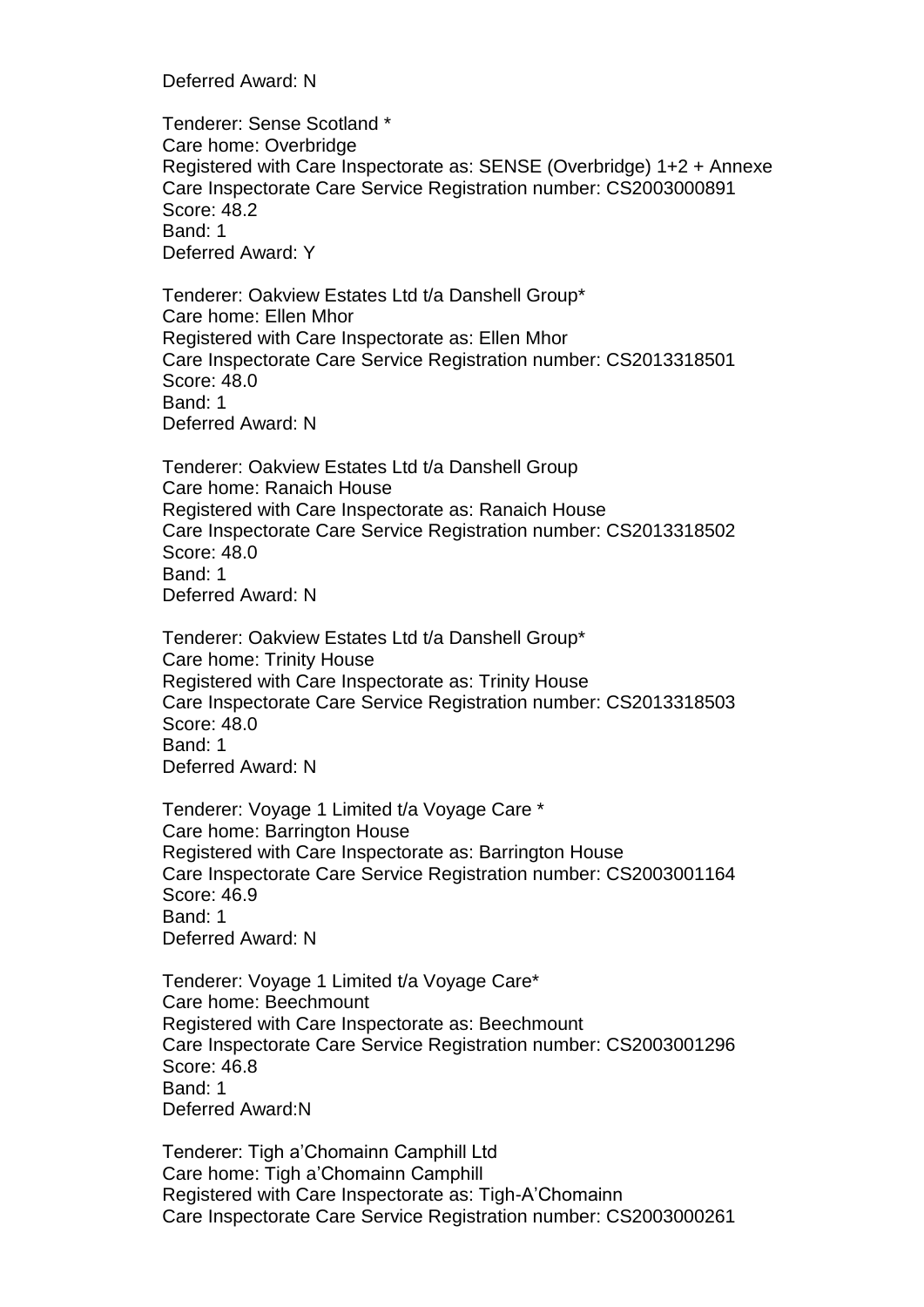Deferred Award: N

Tenderer: Sense Scotland *
Care home: Overbridge
Registered with Care Inspectorate as: SENSE (Overbridge) 1+2 + Annexe
Care Inspectorate Care Service Registration number: CS2003000891
Score: 48.2
Band: 1
Deferred Award: Y

Tenderer: Oakview Estates Ltd t/a Danshell Group*
Care home: Ellen Mhor
Registered with Care Inspectorate as: Ellen Mhor
Care Inspectorate Care Service Registration number: CS2013318501
Score: 48.0
Band: 1
Deferred Award: N

Tenderer: Oakview Estates Ltd t/a Danshell Group
Care home: Ranaich House
Registered with Care Inspectorate as: Ranaich House
Care Inspectorate Care Service Registration number: CS2013318502
Score: 48.0
Band: 1
Deferred Award: N

Tenderer: Oakview Estates Ltd t/a Danshell Group*
Care home: Trinity House
Registered with Care Inspectorate as: Trinity House
Care Inspectorate Care Service Registration number: CS2013318503
Score: 48.0
Band: 1
Deferred Award: N

Tenderer: Voyage 1 Limited t/a Voyage Care *
Care home: Barrington House
Registered with Care Inspectorate as: Barrington House
Care Inspectorate Care Service Registration number: CS2003001164
Score: 46.9
Band: 1
Deferred Award: N

Tenderer: Voyage 1 Limited t/a Voyage Care*
Care home: Beechmount
Registered with Care Inspectorate as: Beechmount
Care Inspectorate Care Service Registration number: CS2003001296
Score: 46.8
Band: 1
Deferred Award:N

Tenderer: Tigh a'Chomainn Camphill Ltd
Care home: Tigh a'Chomainn Camphill
Registered with Care Inspectorate as: Tigh-A'Chomainn
Care Inspectorate Care Service Registration number: CS2003000261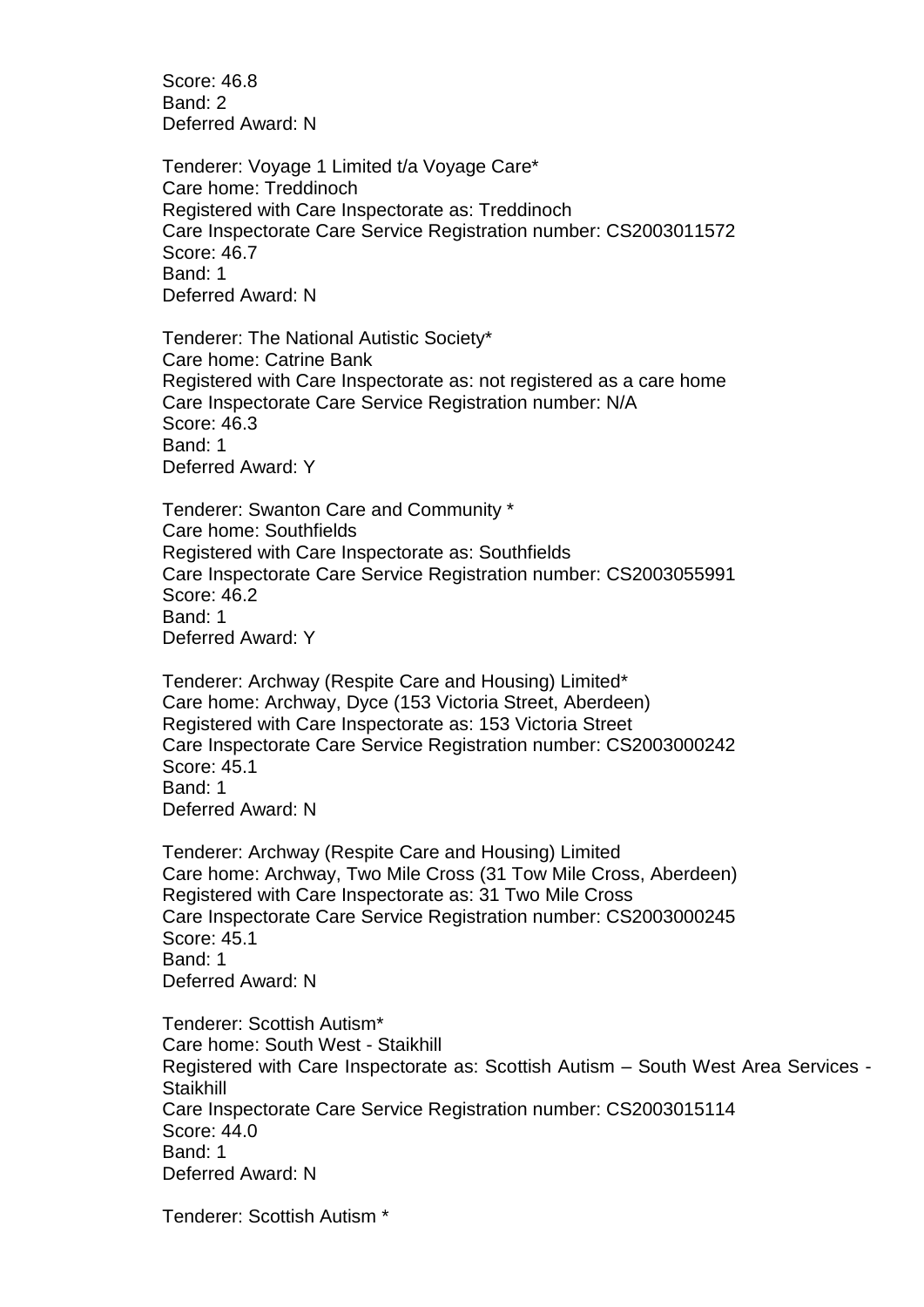Score: 46.8
Band: 2
Deferred Award: N

Tenderer: Voyage 1 Limited t/a Voyage Care*
Care home: Treddinoch
Registered with Care Inspectorate as: Treddinoch
Care Inspectorate Care Service Registration number: CS2003011572
Score: 46.7
Band: 1
Deferred Award: N

Tenderer: The National Autistic Society*
Care home: Catrine Bank
Registered with Care Inspectorate as: not registered as a care home
Care Inspectorate Care Service Registration number: N/A
Score: 46.3
Band: 1
Deferred Award: Y

Tenderer: Swanton Care and Community *
Care home: Southfields
Registered with Care Inspectorate as: Southfields
Care Inspectorate Care Service Registration number: CS2003055991
Score: 46.2
Band: 1
Deferred Award: Y

Tenderer: Archway (Respite Care and Housing) Limited*
Care home: Archway, Dyce (153 Victoria Street, Aberdeen)
Registered with Care Inspectorate as: 153 Victoria Street
Care Inspectorate Care Service Registration number: CS2003000242
Score: 45.1
Band: 1
Deferred Award: N

Tenderer: Archway (Respite Care and Housing) Limited
Care home: Archway, Two Mile Cross (31 Tow Mile Cross, Aberdeen)
Registered with Care Inspectorate as: 31 Two Mile Cross
Care Inspectorate Care Service Registration number: CS2003000245
Score: 45.1
Band: 1
Deferred Award: N

Tenderer: Scottish Autism*
Care home: South West - Staikhill
Registered with Care Inspectorate as: Scottish Autism – South West Area Services - Staikhill
Care Inspectorate Care Service Registration number: CS2003015114
Score: 44.0
Band: 1
Deferred Award: N

Tenderer: Scottish Autism *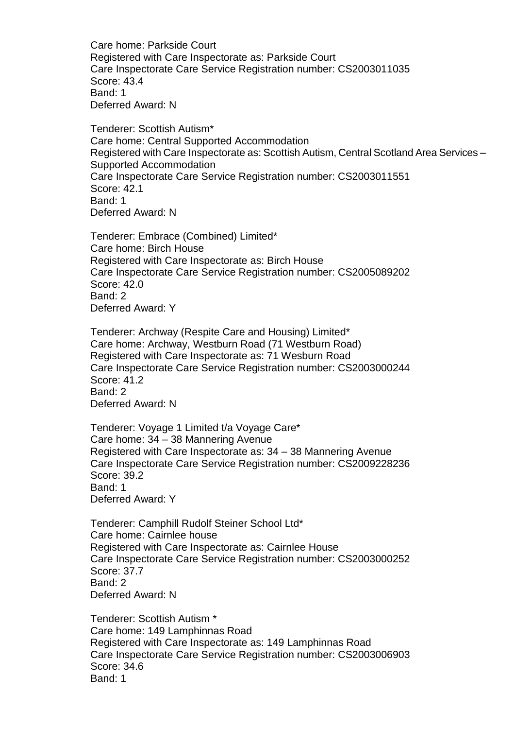Care home: Parkside Court
Registered with Care Inspectorate as: Parkside Court
Care Inspectorate Care Service Registration number: CS2003011035
Score: 43.4
Band: 1
Deferred Award: N

Tenderer: Scottish Autism*
Care home: Central Supported Accommodation
Registered with Care Inspectorate as: Scottish Autism, Central Scotland Area Services – Supported Accommodation
Care Inspectorate Care Service Registration number: CS2003011551
Score: 42.1
Band: 1
Deferred Award: N

Tenderer: Embrace (Combined) Limited*
Care home: Birch House
Registered with Care Inspectorate as: Birch House
Care Inspectorate Care Service Registration number: CS2005089202
Score: 42.0
Band: 2
Deferred Award: Y

Tenderer: Archway (Respite Care and Housing) Limited*
Care home: Archway, Westburn Road (71 Westburn Road)
Registered with Care Inspectorate as: 71 Wesburn Road
Care Inspectorate Care Service Registration number: CS2003000244
Score: 41.2
Band: 2
Deferred Award: N

Tenderer: Voyage 1 Limited t/a Voyage Care*
Care home: 34 – 38 Mannering Avenue
Registered with Care Inspectorate as: 34 – 38 Mannering Avenue
Care Inspectorate Care Service Registration number: CS2009228236
Score: 39.2
Band: 1
Deferred Award: Y

Tenderer: Camphill Rudolf Steiner School Ltd*
Care home: Cairnlee house
Registered with Care Inspectorate as: Cairnlee House
Care Inspectorate Care Service Registration number: CS2003000252
Score: 37.7
Band: 2
Deferred Award: N

Tenderer: Scottish Autism *
Care home: 149 Lamphinnas Road
Registered with Care Inspectorate as: 149 Lamphinnas Road
Care Inspectorate Care Service Registration number: CS2003006903
Score: 34.6
Band: 1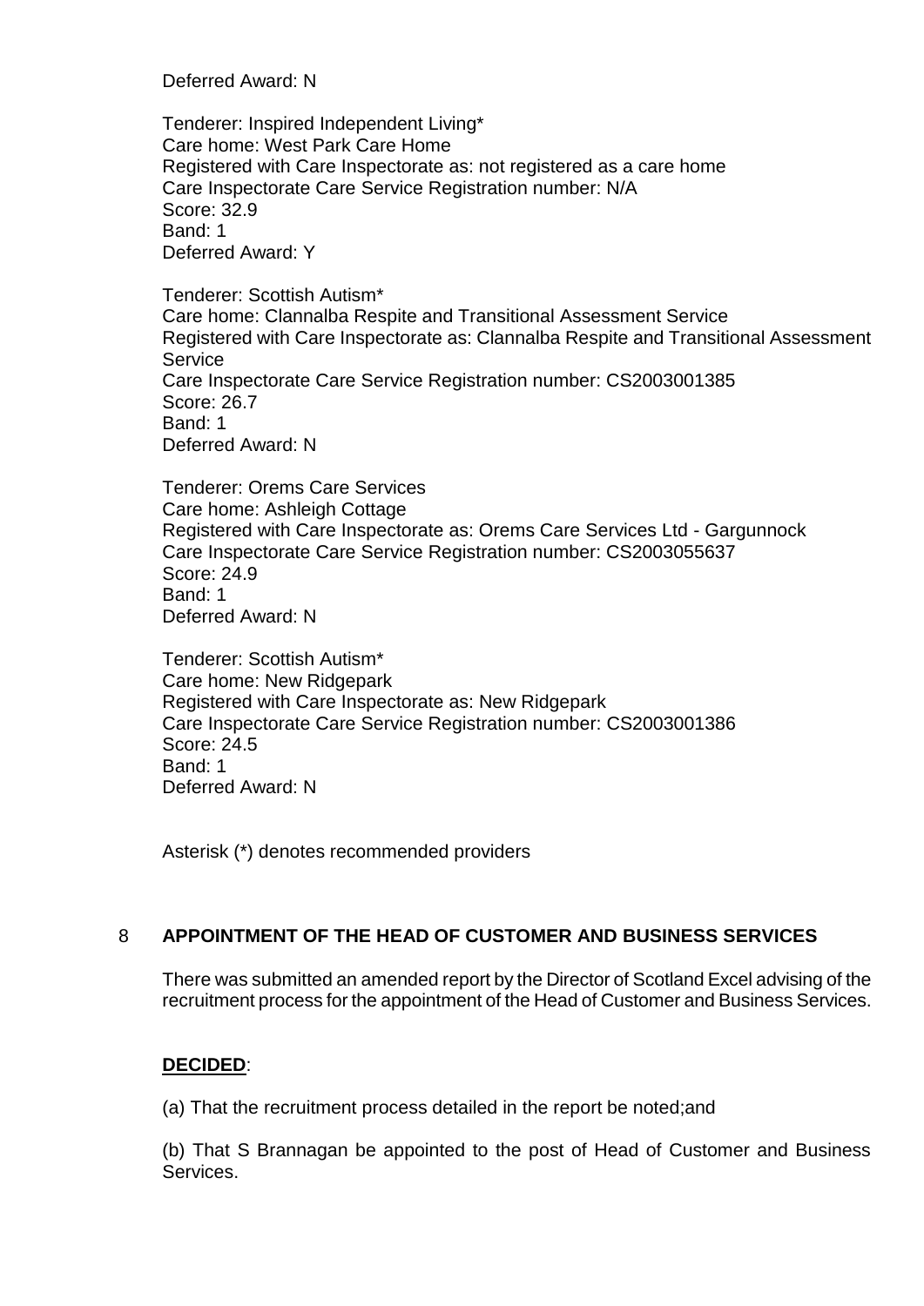Deferred Award: N

Tenderer: Inspired Independent Living*
Care home: West Park Care Home
Registered with Care Inspectorate as: not registered as a care home
Care Inspectorate Care Service Registration number: N/A
Score: 32.9
Band: 1
Deferred Award: Y

Tenderer: Scottish Autism*
Care home: Clannalba Respite and Transitional Assessment Service
Registered with Care Inspectorate as: Clannalba Respite and Transitional Assessment Service
Care Inspectorate Care Service Registration number: CS2003001385
Score: 26.7
Band: 1
Deferred Award: N

Tenderer: Orems Care Services
Care home: Ashleigh Cottage
Registered with Care Inspectorate as: Orems Care Services Ltd - Gargunnock
Care Inspectorate Care Service Registration number: CS2003055637
Score: 24.9
Band: 1
Deferred Award: N

Tenderer: Scottish Autism*
Care home: New Ridgepark
Registered with Care Inspectorate as: New Ridgepark
Care Inspectorate Care Service Registration number: CS2003001386
Score: 24.5
Band: 1
Deferred Award: N

Asterisk (*) denotes recommended providers

## 8 APPOINTMENT OF THE HEAD OF CUSTOMER AND BUSINESS SERVICES

There was submitted an amended report by the Director of Scotland Excel advising of the recruitment process for the appointment of the Head of Customer and Business Services.

**DECIDED**:

(a) That the recruitment process detailed in the report be noted;and

(b) That S Brannagan be appointed to the post of Head of Customer and Business Services.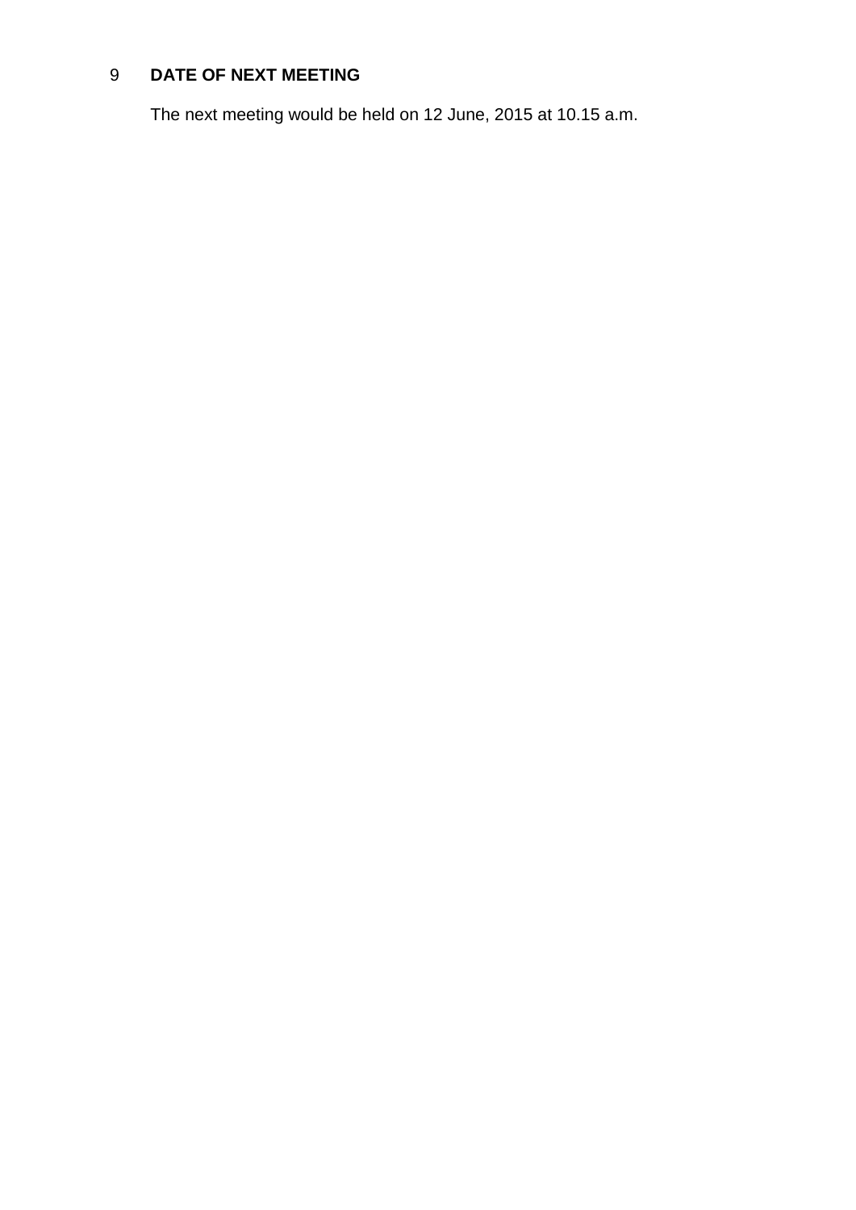## 9 DATE OF NEXT MEETING

The next meeting would be held on 12 June, 2015 at 10.15 a.m.